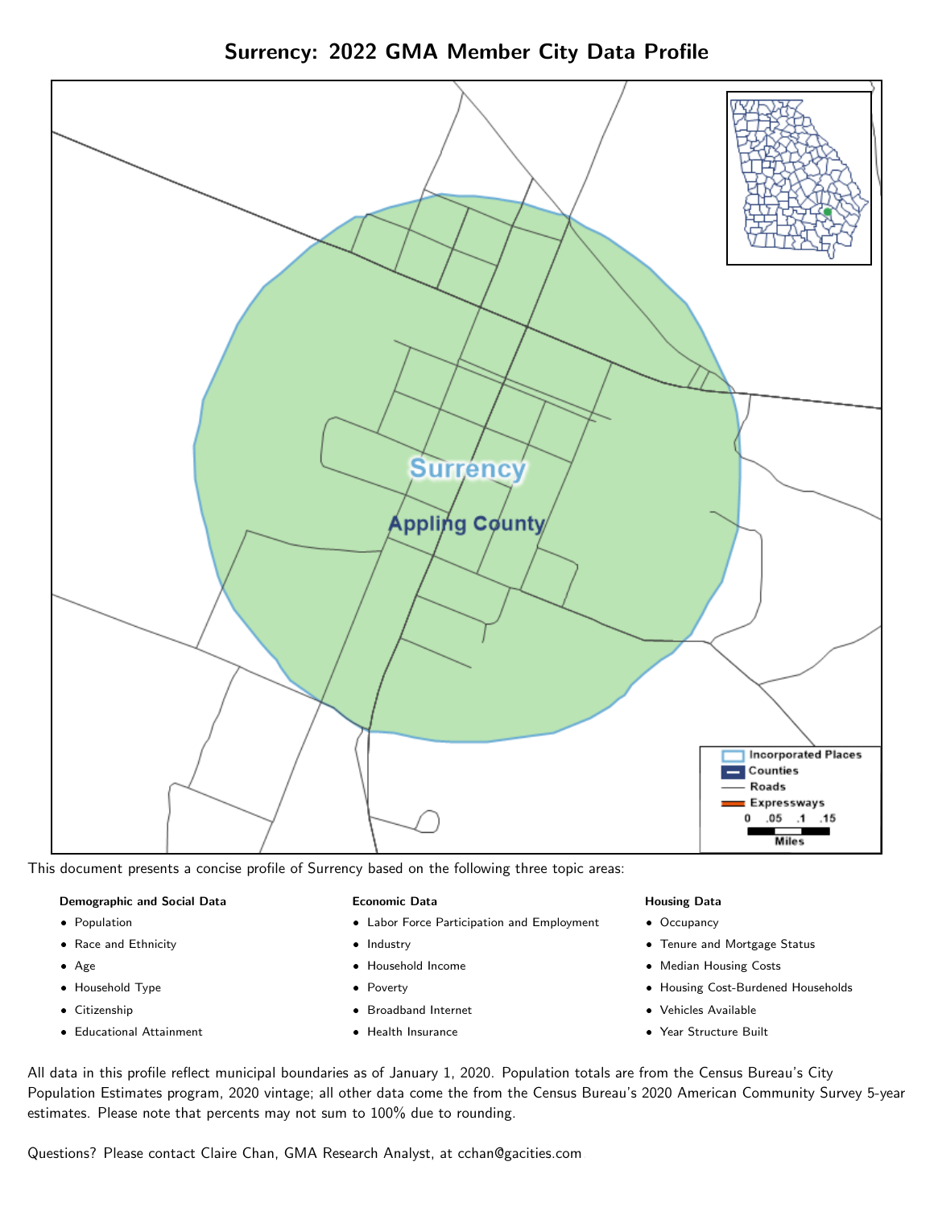# Surrency: 2022 GMA Member City Data Profile

This document presents a concise profile of Surrency based on the following three topic areas:

**Demographic and Social Data**

- Population
- Race and Ethnicity
- Age
- Household Type
- Citizenship
- Educational Attainment

**Economic Data**

- Labor Force Participation and Employment
- Industry
- Household Income
- Poverty
- Broadband Internet
- Health Insurance

**Housing Data**

- Occupancy
- Tenure and Mortgage Status
- Median Housing Costs
- Housing Cost-Burdened Households
- Vehicles Available
- Year Structure Built

All data in this profile reflect municipal boundaries as of January 1, 2020. Population totals are from the Census Bureau's City Population Estimates program, 2020 vintage; all other data come the from the Census Bureau's 2020 American Community Survey 5-year estimates. Please note that percents may not sum to 100% due to rounding.

Questions? Please contact Claire Chan, GMA Research Analyst, at cchan@gacities.com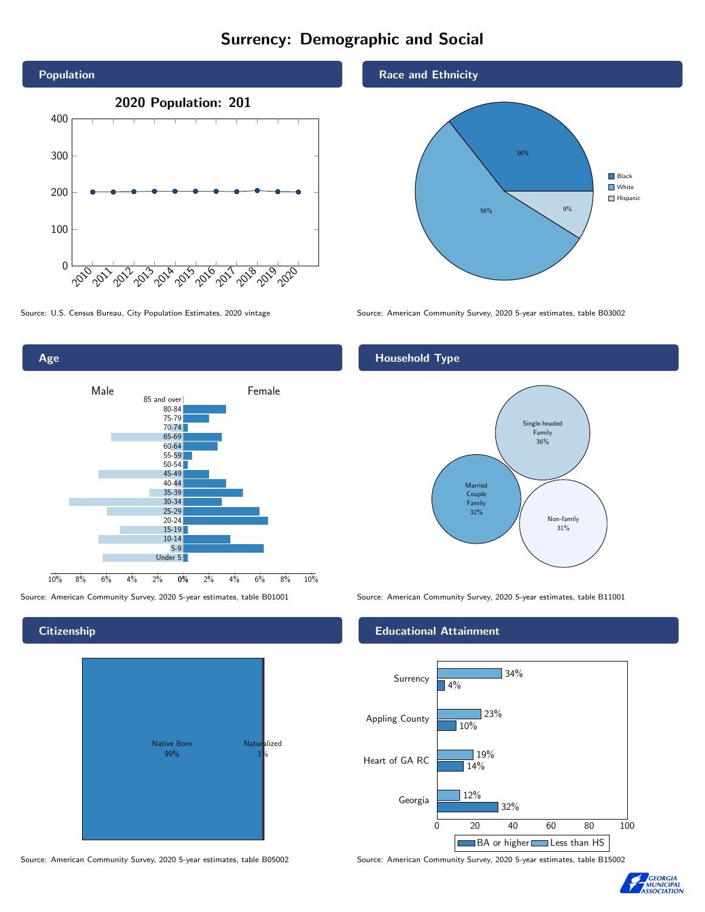# Surrency: Demographic and Social

## Population

2020 Population: 201

Source: U.S. Census Bureau, City Population Estimates, 2020 vintage

## Race and Ethnicity

| Group | Percent |
|---|---|
| Black | 36% |
| White | 56% |
| Hispanic | 9% |

Source: American Community Survey, 2020 5-year estimates, table B03002

## Age

Male / Female

Source: American Community Survey, 2020 5-year estimates, table B01001

## Household Type

| Type | Percent |
|---|---|
| Single-headed Family | 36% |
| Married Couple Family | 32% |
| Non-family | 31% |

Source: American Community Survey, 2020 5-year estimates, table B11001

## Citizenship

| Status | Percent |
|---|---|
| Native Born | 99% |
| Naturalized | 1% |

Source: American Community Survey, 2020 5-year estimates, table B05002

## Educational Attainment

| Area | Less than HS | BA or higher |
|---|---|---|
| Surrency | 34% | 4% |
| Appling County | 23% | 10% |
| Heart of GA RC | 19% | 14% |
| Georgia | 12% | 32% |

Source: American Community Survey, 2020 5-year estimates, table B15002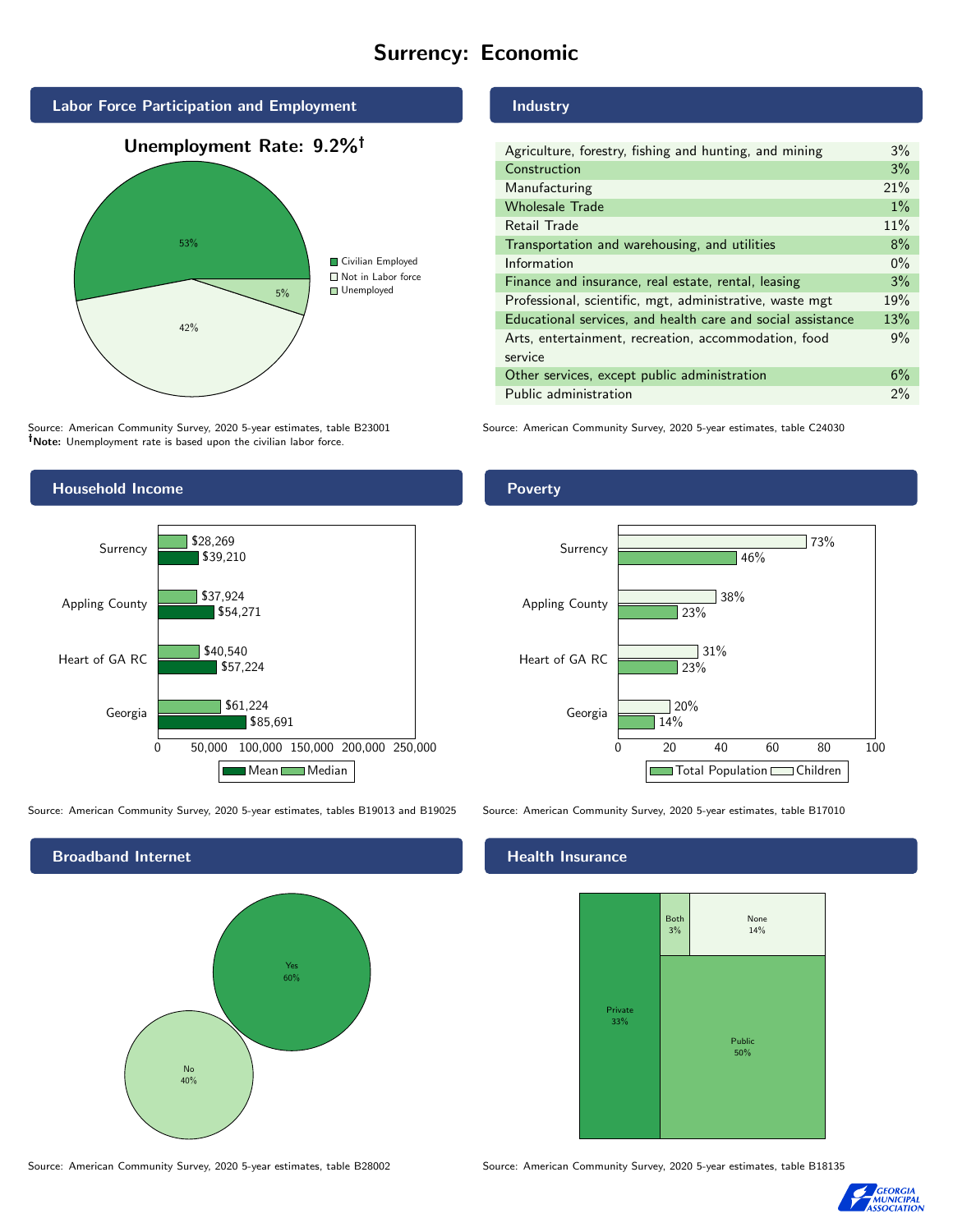# Surrency: Economic

## Labor Force Participation and Employment

**Unemployment Rate: 9.2%†**

| Category | Percent |
|---|---|
| Civilian Employed | 53% |
| Not in Labor force | 42% |
| Unemployed | 5% |

Source: American Community Survey, 2020 5-year estimates, table B23001
†**Note:** Unemployment rate is based upon the civilian labor force.

## Industry

| Industry | Percent |
|---|---|
| Agriculture, forestry, fishing and hunting, and mining | 3% |
| Construction | 3% |
| Manufacturing | 21% |
| Wholesale Trade | 1% |
| Retail Trade | 11% |
| Transportation and warehousing, and utilities | 8% |
| Information | 0% |
| Finance and insurance, real estate, rental, leasing | 3% |
| Professional, scientific, mgt, administrative, waste mgt | 19% |
| Educational services, and health care and social assistance | 13% |
| Arts, entertainment, recreation, accommodation, food service | 9% |
| Other services, except public administration | 6% |
| Public administration | 2% |

Source: American Community Survey, 2020 5-year estimates, table C24030

## Household Income

| Area | Median | Mean |
|---|---|---|
| Surrency | $28,269 | $39,210 |
| Appling County | $37,924 | $54,271 |
| Heart of GA RC | $40,540 | $57,224 |
| Georgia | $61,224 | $85,691 |

Source: American Community Survey, 2020 5-year estimates, tables B19013 and B19025

## Poverty

| Area | Children | Total Population |
|---|---|---|
| Surrency | 73% | 46% |
| Appling County | 38% | 23% |
| Heart of GA RC | 31% | 23% |
| Georgia | 20% | 14% |

Source: American Community Survey, 2020 5-year estimates, table B17010

## Broadband Internet

| Response | Percent |
|---|---|
| Yes | 60% |
| No | 40% |

Source: American Community Survey, 2020 5-year estimates, table B28002

## Health Insurance

| Type | Percent |
|---|---|
| Private | 33% |
| Public | 50% |
| Both | 3% |
| None | 14% |

Source: American Community Survey, 2020 5-year estimates, table B18135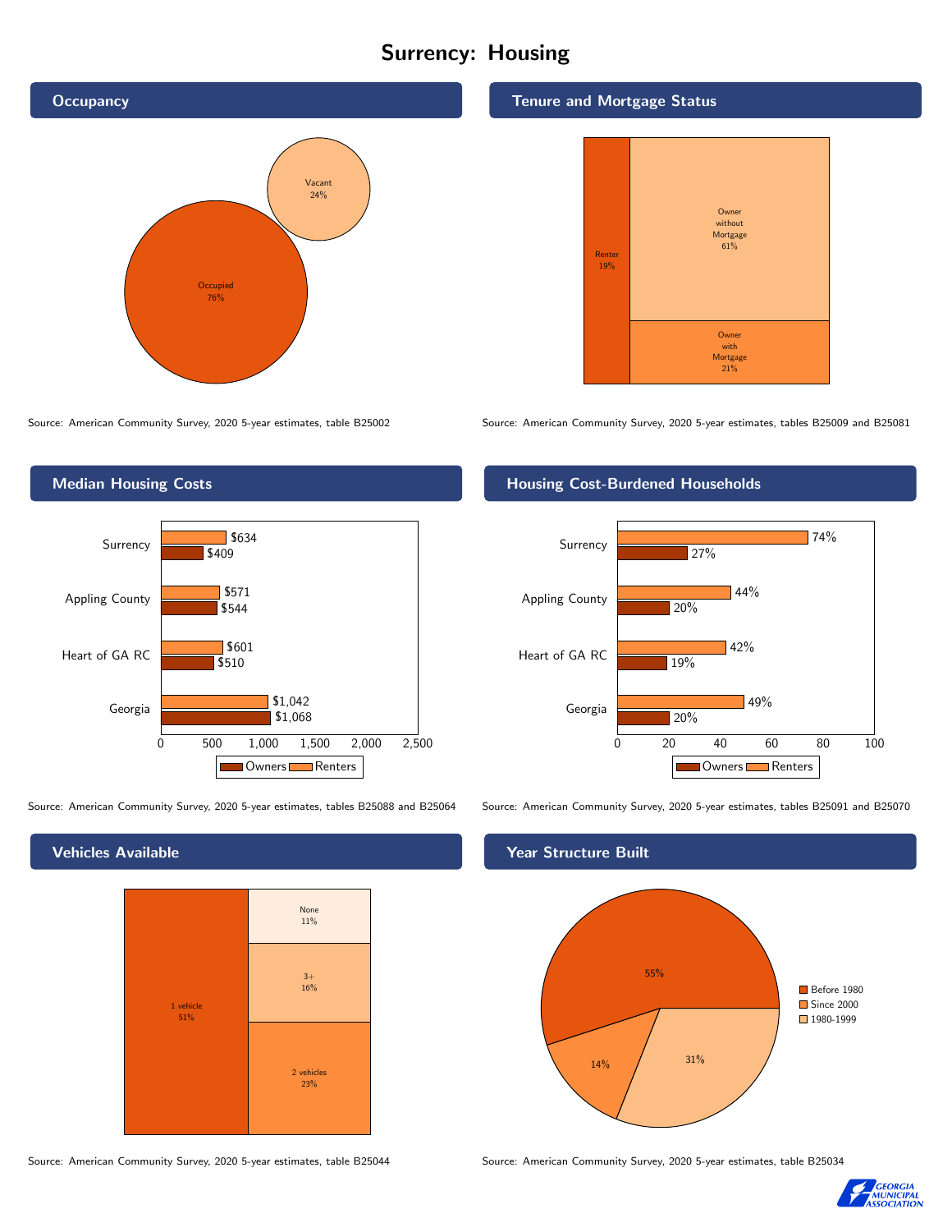# Surrency: Housing

## Occupancy

Vacant
24%

Occupied
76%

Source: American Community Survey, 2020 5-year estimates, table B25002

## Tenure and Mortgage Status

Renter
19%

Owner
without
Mortgage
61%

Owner
with
Mortgage
21%

Source: American Community Survey, 2020 5-year estimates, tables B25009 and B25081

## Median Housing Costs

Surrency
$634
$409

Appling County
$571
$544

Heart of GA RC
$601
$510

Georgia
$1,042
$1,068

0 500 1,000 1,500 2,000 2,500

Owners Renters

Source: American Community Survey, 2020 5-year estimates, tables B25088 and B25064

## Housing Cost-Burdened Households

Surrency
74%
27%

Appling County
44%
20%

Heart of GA RC
42%
19%

Georgia
49%
20%

0 20 40 60 80 100

Owners Renters

Source: American Community Survey, 2020 5-year estimates, tables B25091 and B25070

## Vehicles Available

1 vehicle
51%

None
11%

3+
16%

2 vehicles
23%

Source: American Community Survey, 2020 5-year estimates, table B25044

## Year Structure Built

55%

14%

31%

Before 1980
Since 2000
1980-1999

Source: American Community Survey, 2020 5-year estimates, table B25034